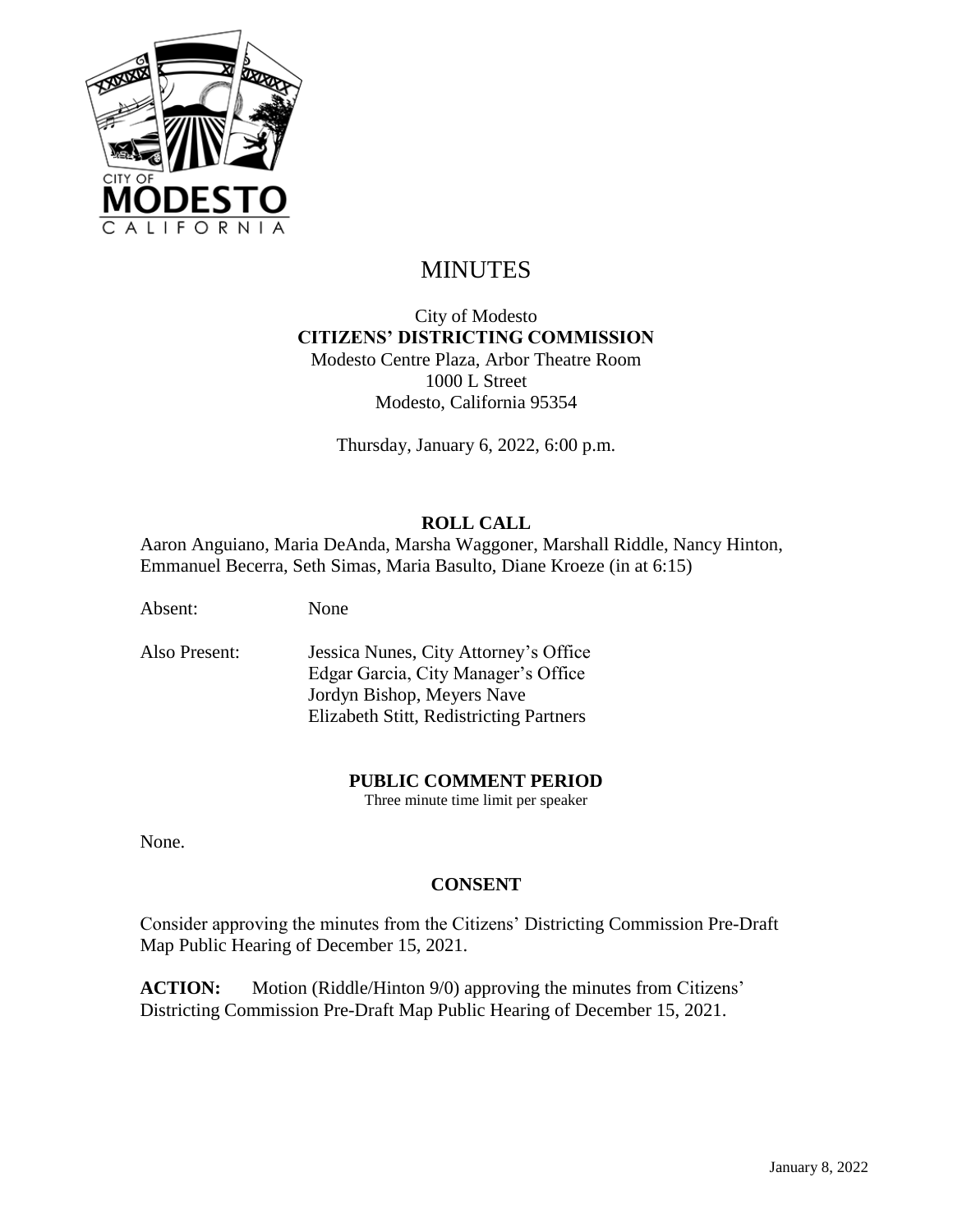# MINUTES

City of Modesto
**CITIZENS' DISTRICTING COMMISSION**
Modesto Centre Plaza, Arbor Theatre Room
1000 L Street
Modesto, California 95354

Thursday, January 6, 2022, 6:00 p.m.

## ROLL CALL

Aaron Anguiano, Maria DeAnda, Marsha Waggoner, Marshall Riddle, Nancy Hinton, Emmanuel Becerra, Seth Simas, Maria Basulto, Diane Kroeze (in at 6:15)

Absent: None

Also Present: Jessica Nunes, City Attorney's Office
Edgar Garcia, City Manager's Office
Jordyn Bishop, Meyers Nave
Elizabeth Stitt, Redistricting Partners

## PUBLIC COMMENT PERIOD

Three minute time limit per speaker

None.

## CONSENT

Consider approving the minutes from the Citizens' Districting Commission Pre-Draft Map Public Hearing of December 15, 2021.

**ACTION:** Motion (Riddle/Hinton 9/0) approving the minutes from Citizens' Districting Commission Pre-Draft Map Public Hearing of December 15, 2021.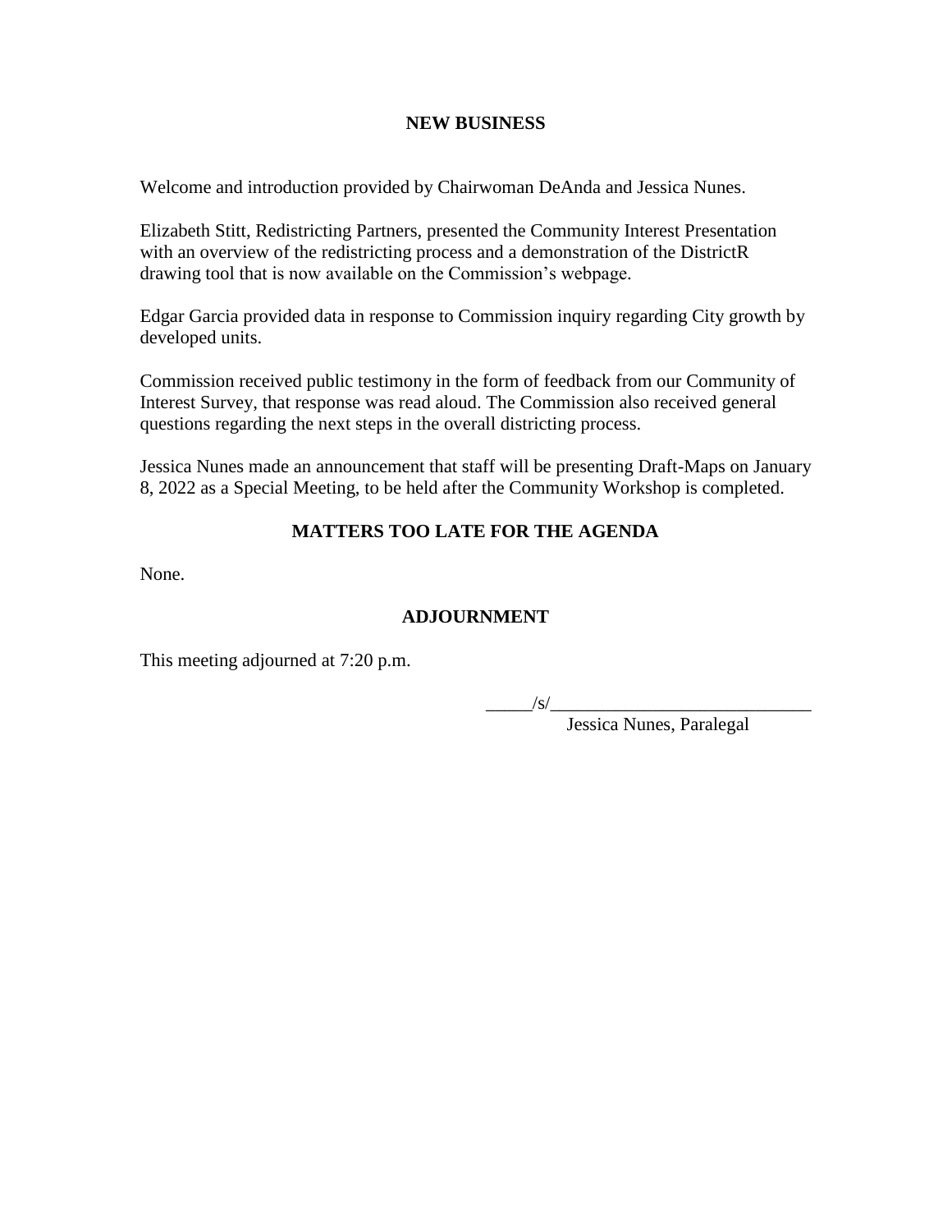## NEW BUSINESS

Welcome and introduction provided by Chairwoman DeAnda and Jessica Nunes.

Elizabeth Stitt, Redistricting Partners, presented the Community Interest Presentation with an overview of the redistricting process and a demonstration of the DistrictR drawing tool that is now available on the Commission's webpage.

Edgar Garcia provided data in response to Commission inquiry regarding City growth by developed units.

Commission received public testimony in the form of feedback from our Community of Interest Survey, that response was read aloud. The Commission also received general questions regarding the next steps in the overall districting process.

Jessica Nunes made an announcement that staff will be presenting Draft-Maps on January 8, 2022 as a Special Meeting, to be held after the Community Workshop is completed.

## MATTERS TOO LATE FOR THE AGENDA

None.

## ADJOURNMENT

This meeting adjourned at 7:20 p.m.

_____/s/____________________________
Jessica Nunes, Paralegal